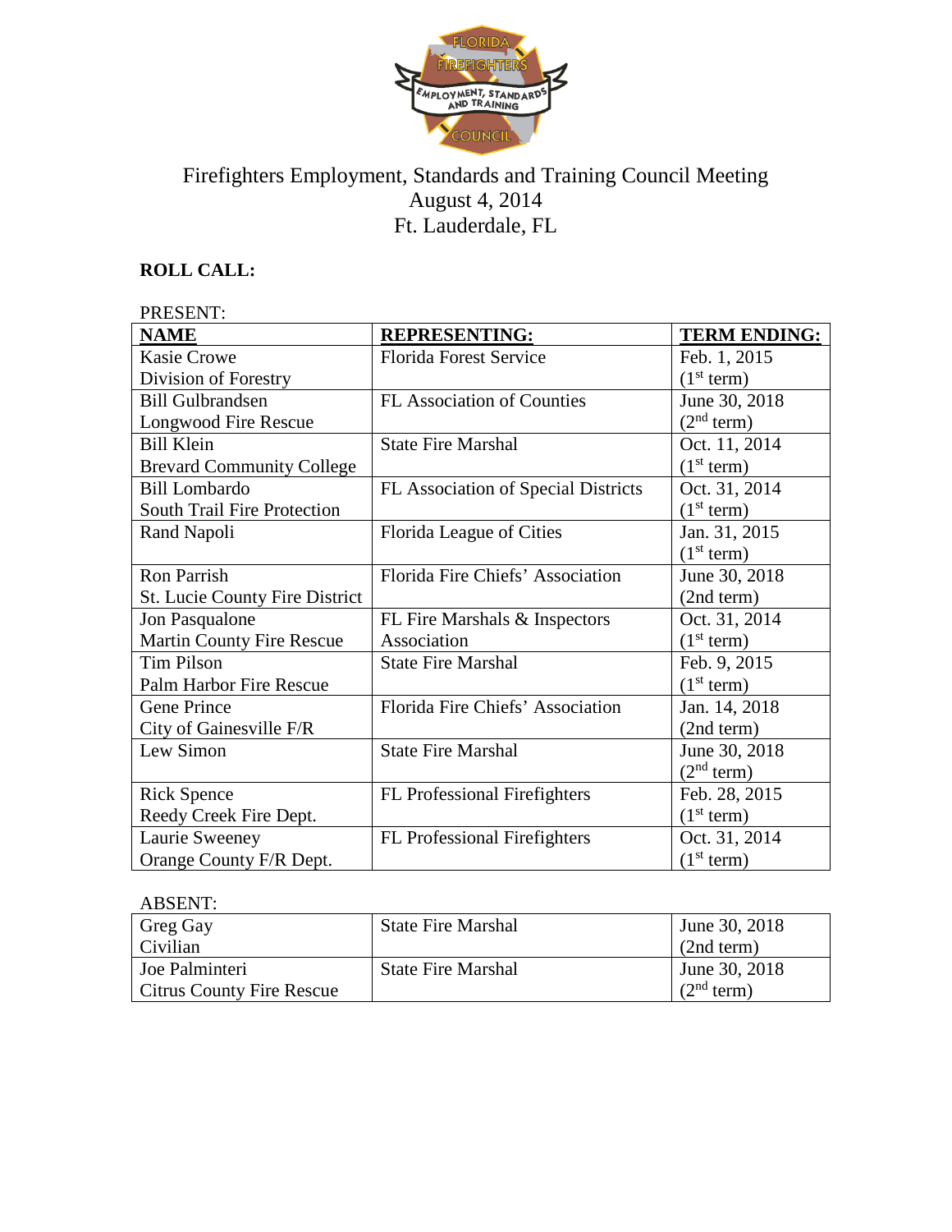# Firefighters Employment, Standards and Training Council Meeting

August 4, 2014

Ft. Lauderdale, FL

**ROLL CALL:**

PRESENT:

| **NAME** | **REPRESENTING:** | **TERM ENDING:** |
|---|---|---|
| Kasie Crowe<br>Division of Forestry | Florida Forest Service | Feb. 1, 2015<br>(1st term) |
| Bill Gulbrandsen<br>Longwood Fire Rescue | FL Association of Counties | June 30, 2018<br>(2nd term) |
| Bill Klein<br>Brevard Community College | State Fire Marshal | Oct. 11, 2014<br>(1st term) |
| Bill Lombardo<br>South Trail Fire Protection | FL Association of Special Districts | Oct. 31, 2014<br>(1st term) |
| Rand Napoli | Florida League of Cities | Jan. 31, 2015<br>(1st term) |
| Ron Parrish<br>St. Lucie County Fire District | Florida Fire Chiefs' Association | June 30, 2018<br>(2nd term) |
| Jon Pasqualone<br>Martin County Fire Rescue | FL Fire Marshals & Inspectors Association | Oct. 31, 2014<br>(1st term) |
| Tim Pilson<br>Palm Harbor Fire Rescue | State Fire Marshal | Feb. 9, 2015<br>(1st term) |
| Gene Prince<br>City of Gainesville F/R | Florida Fire Chiefs' Association | Jan. 14, 2018<br>(2nd term) |
| Lew Simon | State Fire Marshal | June 30, 2018<br>(2nd term) |
| Rick Spence<br>Reedy Creek Fire Dept. | FL Professional Firefighters | Feb. 28, 2015<br>(1st term) |
| Laurie Sweeney<br>Orange County F/R Dept. | FL Professional Firefighters | Oct. 31, 2014<br>(1st term) |

ABSENT:

| | | |
|---|---|---|
| Greg Gay<br>Civilian | State Fire Marshal | June 30, 2018<br>(2nd term) |
| Joe Palminteri<br>Citrus County Fire Rescue | State Fire Marshal | June 30, 2018<br>(2nd term) |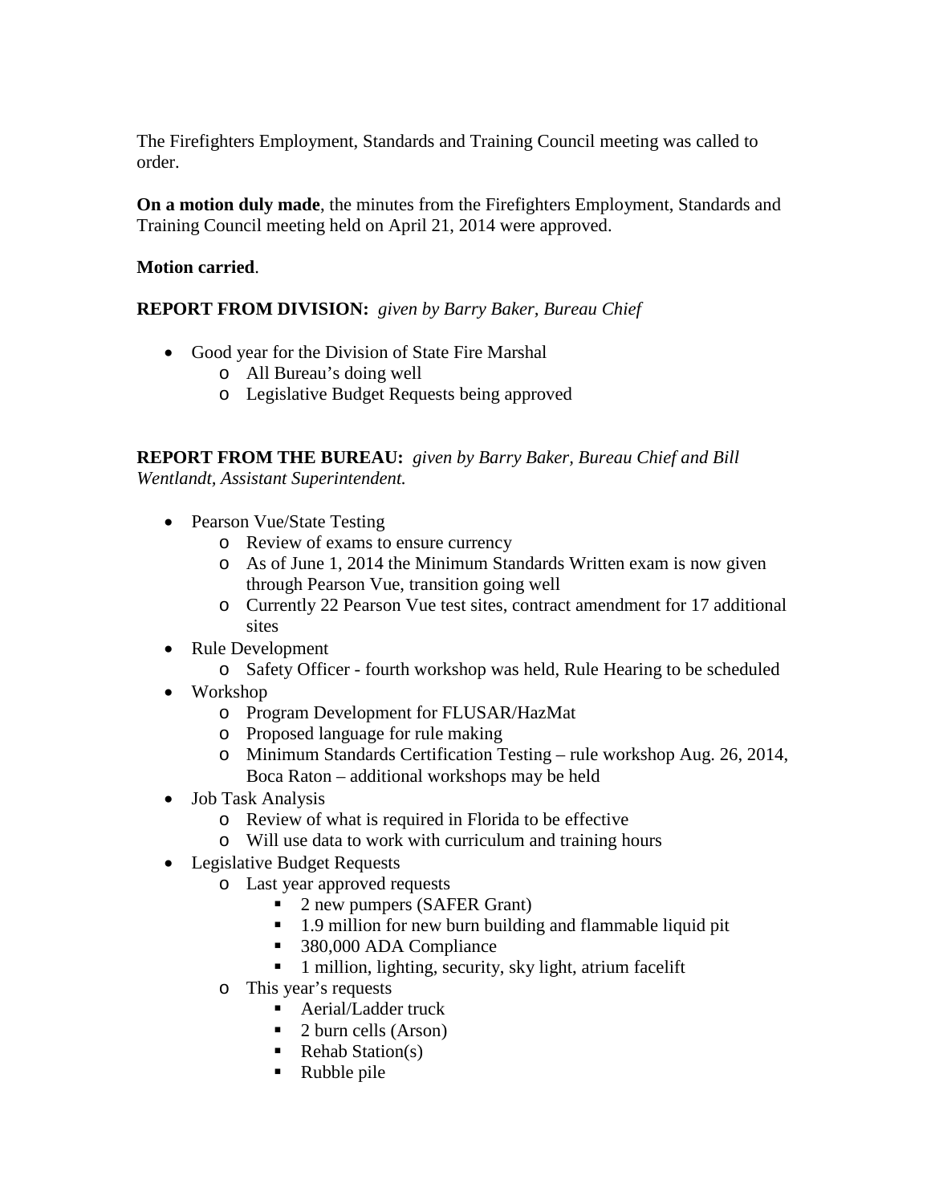The Firefighters Employment, Standards and Training Council meeting was called to order.

**On a motion duly made**, the minutes from the Firefighters Employment, Standards and Training Council meeting held on April 21, 2014 were approved.

**Motion carried**.

**REPORT FROM DIVISION:** *given by Barry Baker, Bureau Chief*

- Good year for the Division of State Fire Marshal
  - All Bureau's doing well
  - Legislative Budget Requests being approved

**REPORT FROM THE BUREAU:** *given by Barry Baker, Bureau Chief and Bill Wentlandt, Assistant Superintendent.*

- Pearson Vue/State Testing
  - Review of exams to ensure currency
  - As of June 1, 2014 the Minimum Standards Written exam is now given through Pearson Vue, transition going well
  - Currently 22 Pearson Vue test sites, contract amendment for 17 additional sites
- Rule Development
  - Safety Officer - fourth workshop was held, Rule Hearing to be scheduled
- Workshop
  - Program Development for FLUSAR/HazMat
  - Proposed language for rule making
  - Minimum Standards Certification Testing – rule workshop Aug. 26, 2014, Boca Raton – additional workshops may be held
- Job Task Analysis
  - Review of what is required in Florida to be effective
  - Will use data to work with curriculum and training hours
- Legislative Budget Requests
  - Last year approved requests
    - 2 new pumpers (SAFER Grant)
    - 1.9 million for new burn building and flammable liquid pit
    - 380,000 ADA Compliance
    - 1 million, lighting, security, sky light, atrium facelift
  - This year's requests
    - Aerial/Ladder truck
    - 2 burn cells (Arson)
    - Rehab Station(s)
    - Rubble pile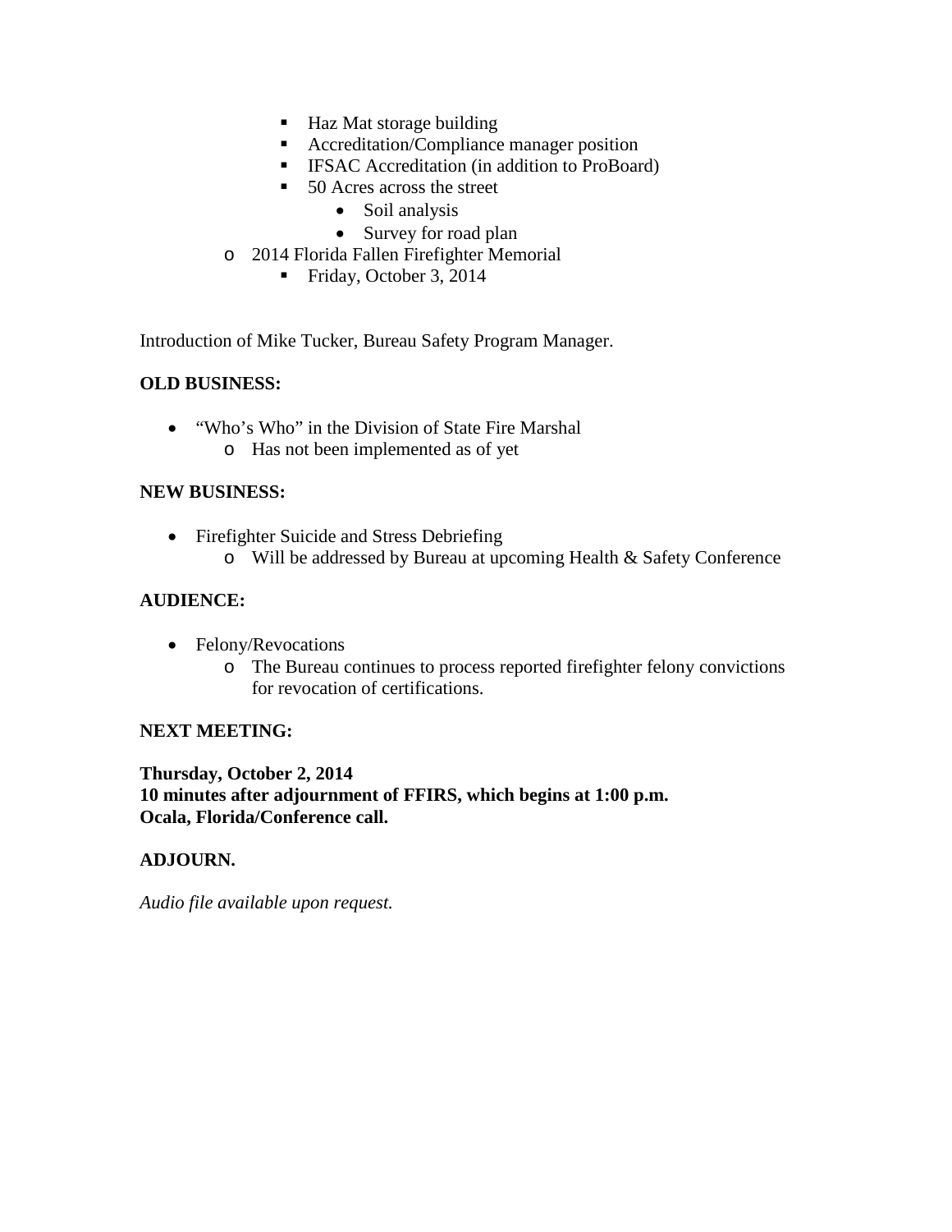- Haz Mat storage building
      - Accreditation/Compliance manager position
      - IFSAC Accreditation (in addition to ProBoard)
      - 50 Acres across the street
        - Soil analysis
        - Survey for road plan
  - 2014 Florida Fallen Firefighter Memorial
      - Friday, October 3, 2014

Introduction of Mike Tucker, Bureau Safety Program Manager.

**OLD BUSINESS:**

- "Who's Who" in the Division of State Fire Marshal
  - Has not been implemented as of yet

**NEW BUSINESS:**

- Firefighter Suicide and Stress Debriefing
  - Will be addressed by Bureau at upcoming Health & Safety Conference

**AUDIENCE:**

- Felony/Revocations
  - The Bureau continues to process reported firefighter felony convictions for revocation of certifications.

**NEXT MEETING:**

**Thursday, October 2, 2014**
**10 minutes after adjournment of FFIRS, which begins at 1:00 p.m.**
**Ocala, Florida/Conference call.**

**ADJOURN.**

*Audio file available upon request.*